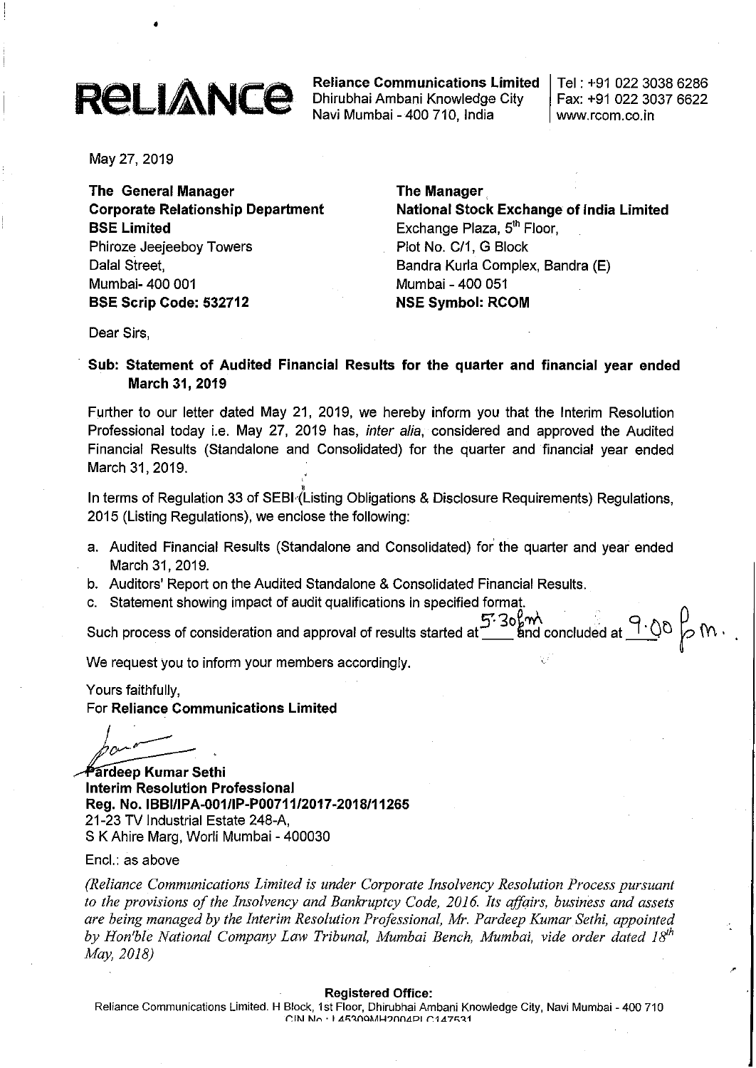**RELIANCE**

**Reliance Communications Limited**
Dhirubhai Ambani Knowledge City
Navi Mumbai - 400 710, India

Tel : +91 022 3038 6286
Fax: +91 022 3037 6622
www.rcom.co.in

May 27, 2019

**The General Manager**
**Corporate Relationship Department**
**BSE Limited**
Phiroze Jeejeeboy Towers
Dalal Street,
Mumbai- 400 001
**BSE Scrip Code: 532712**

**The Manager**
**National Stock Exchange of India Limited**
Exchange Plaza, 5th Floor,
Plot No. C/1, G Block
Bandra Kurla Complex, Bandra (E)
Mumbai - 400 051
**NSE Symbol: RCOM**

Dear Sirs,

**Sub: Statement of Audited Financial Results for the quarter and financial year ended March 31, 2019**

Further to our letter dated May 21, 2019, we hereby inform you that the Interim Resolution Professional today i.e. May 27, 2019 has, *inter alia*, considered and approved the Audited Financial Results (Standalone and Consolidated) for the quarter and financial year ended March 31, 2019.

In terms of Regulation 33 of SEBI (Listing Obligations & Disclosure Requirements) Regulations, 2015 (Listing Regulations), we enclose the following:

a. Audited Financial Results (Standalone and Consolidated) for the quarter and year ended March 31, 2019.
b. Auditors' Report on the Audited Standalone & Consolidated Financial Results.
c. Statement showing impact of audit qualifications in specified format.

Such process of consideration and approval of results started at 5.30 pm and concluded at 9.00 pm.

We request you to inform your members accordingly.

Yours faithfully,
For **Reliance Communications Limited**

**Pardeep Kumar Sethi**
**Interim Resolution Professional**
**Reg. No. IBBI/IPA-001/IP-P00711/2017-2018/11265**
21-23 TV Industrial Estate 248-A,
S K Ahire Marg, Worli Mumbai - 400030

Encl.: as above

*(Reliance Communications Limited is under Corporate Insolvency Resolution Process pursuant to the provisions of the Insolvency and Bankruptcy Code, 2016. Its affairs, business and assets are being managed by the Interim Resolution Professional, Mr. Pardeep Kumar Sethi, appointed by Hon'ble National Company Law Tribunal, Mumbai Bench, Mumbai, vide order dated 18th May, 2018)*

**Registered Office:**
Reliance Communications Limited. H Block, 1st Floor, Dhirubhai Ambani Knowledge City, Navi Mumbai - 400 710
CIN No : L45309MH2004PLC147531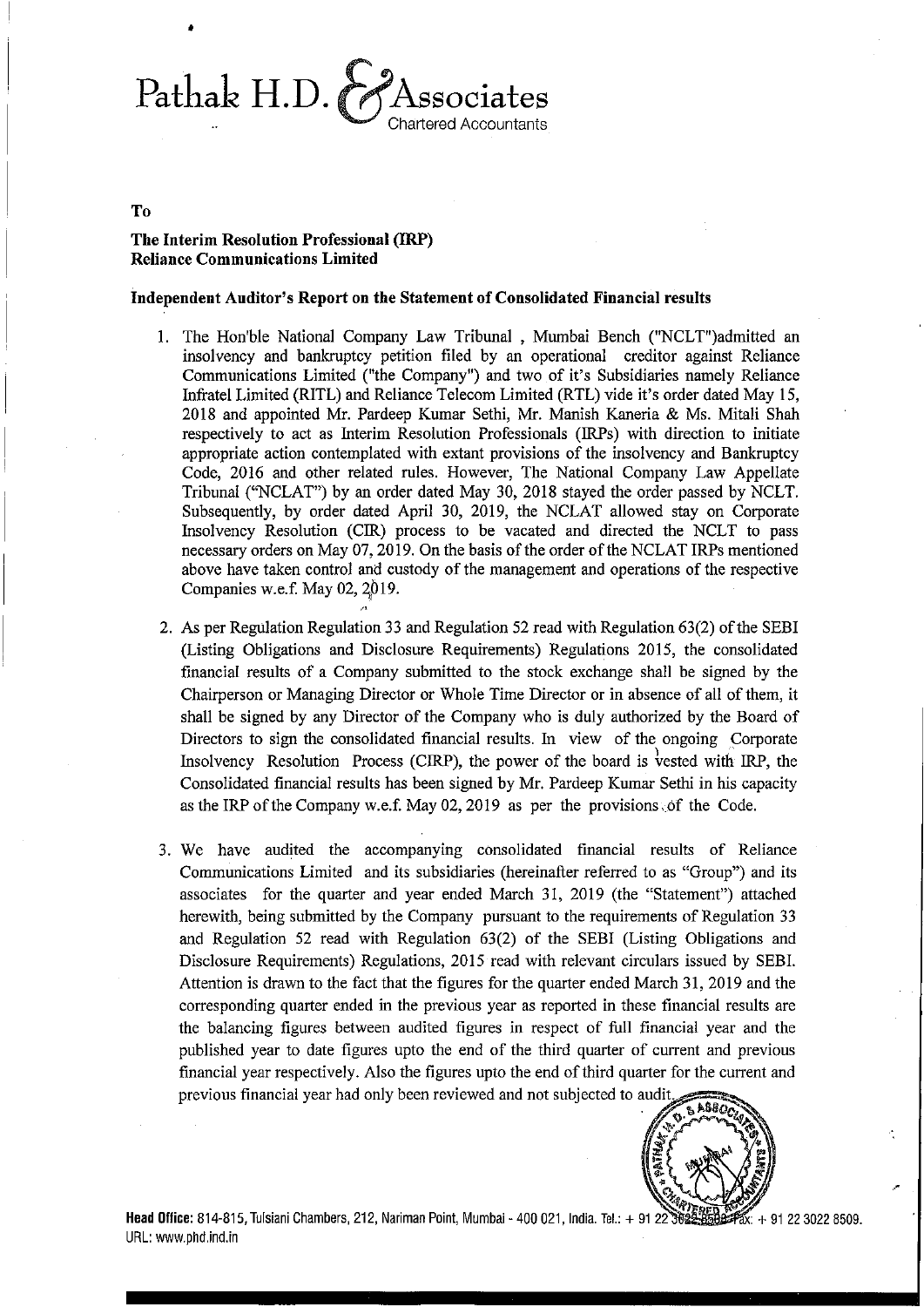# Pathak H.D. & Associates

Chartered Accountants

To

**The Interim Resolution Professional (IRP)**
**Reliance Communications Limited**

**Independent Auditor's Report on the Statement of Consolidated Financial results**

1. The Hon'ble National Company Law Tribunal , Mumbai Bench ("NCLT")admitted an insolvency and bankruptcy petition filed by an operational creditor against Reliance Communications Limited ("the Company") and two of it's Subsidiaries namely Reliance Infratel Limited (RITL) and Reliance Telecom Limited (RTL) vide it's order dated May 15, 2018 and appointed Mr. Pardeep Kumar Sethi, Mr. Manish Kaneria & Ms. Mitali Shah respectively to act as Interim Resolution Professionals (IRPs) with direction to initiate appropriate action contemplated with extant provisions of the insolvency and Bankruptcy Code, 2016 and other related rules. However, The National Company Law Appellate Tribunal ("NCLAT") by an order dated May 30, 2018 stayed the order passed by NCLT. Subsequently, by order dated April 30, 2019, the NCLAT allowed stay on Corporate Insolvency Resolution (CIR) process to be vacated and directed the NCLT to pass necessary orders on May 07, 2019. On the basis of the order of the NCLAT IRPs mentioned above have taken control and custody of the management and operations of the respective Companies w.e.f. May 02, 2019.

2. As per Regulation Regulation 33 and Regulation 52 read with Regulation 63(2) of the SEBI (Listing Obligations and Disclosure Requirements) Regulations 2015, the consolidated financial results of a Company submitted to the stock exchange shall be signed by the Chairperson or Managing Director or Whole Time Director or in absence of all of them, it shall be signed by any Director of the Company who is duly authorized by the Board of Directors to sign the consolidated financial results. In view of the ongoing Corporate Insolvency Resolution Process (CIRP), the power of the board is vested with IRP, the Consolidated financial results has been signed by Mr. Pardeep Kumar Sethi in his capacity as the IRP of the Company w.e.f. May 02, 2019 as per the provisions of the Code.

3. We have audited the accompanying consolidated financial results of Reliance Communications Limited and its subsidiaries (hereinafter referred to as "Group") and its associates for the quarter and year ended March 31, 2019 (the "Statement") attached herewith, being submitted by the Company pursuant to the requirements of Regulation 33 and Regulation 52 read with Regulation 63(2) of the SEBI (Listing Obligations and Disclosure Requirements) Regulations, 2015 read with relevant circulars issued by SEBI. Attention is drawn to the fact that the figures for the quarter ended March 31, 2019 and the corresponding quarter ended in the previous year as reported in these financial results are the balancing figures between audited figures in respect of full financial year and the published year to date figures upto the end of the third quarter of current and previous financial year respectively. Also the figures upto the end of third quarter for the current and previous financial year had only been reviewed and not subjected to audit.

**Head Office:** 814-815, Tulsiani Chambers, 212, Nariman Point, Mumbai - 400 021, India. Tel.: + 91 22 3022 8508 Fax: + 91 22 3022 8509.
URL: www.phd.ind.in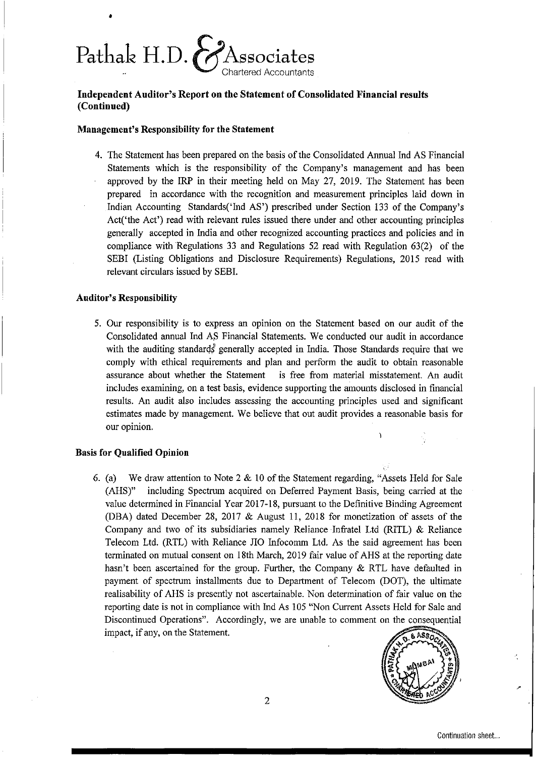Pathak H.D. & Associates
Chartered Accountants

**Independent Auditor's Report on the Statement of Consolidated Financial results (Continued)**

**Management's Responsibility for the Statement**

4. The Statement has been prepared on the basis of the Consolidated Annual Ind AS Financial Statements which is the responsibility of the Company's management and has been approved by the IRP in their meeting held on May 27, 2019. The Statement has been prepared in accordance with the recognition and measurement principles laid down in Indian Accounting Standards('Ind AS') prescribed under Section 133 of the Company's Act('the Act') read with relevant rules issued there under and other accounting principles generally accepted in India and other recognized accounting practices and policies and in compliance with Regulations 33 and Regulations 52 read with Regulation 63(2) of the SEBI (Listing Obligations and Disclosure Requirements) Regulations, 2015 read with relevant circulars issued by SEBI.

**Auditor's Responsibility**

5. Our responsibility is to express an opinion on the Statement based on our audit of the Consolidated annual Ind AS Financial Statements. We conducted our audit in accordance with the auditing standards generally accepted in India. Those Standards require that we comply with ethical requirements and plan and perform the audit to obtain reasonable assurance about whether the Statement is free from material misstatement. An audit includes examining, on a test basis, evidence supporting the amounts disclosed in financial results. An audit also includes assessing the accounting principles used and significant estimates made by management. We believe that out audit provides a reasonable basis for our opinion.

**Basis for Qualified Opinion**

6. (a) We draw attention to Note 2 & 10 of the Statement regarding, "Assets Held for Sale (AHS)" including Spectrum acquired on Deferred Payment Basis, being carried at the value determined in Financial Year 2017-18, pursuant to the Definitive Binding Agreement (DBA) dated December 28, 2017 & August 11, 2018 for monetization of assets of the Company and two of its subsidiaries namely Reliance Infratel Ltd (RITL) & Reliance Telecom Ltd. (RTL) with Reliance JIO Infocomm Ltd. As the said agreement has been terminated on mutual consent on 18th March, 2019 fair value of AHS at the reporting date hasn't been ascertained for the group. Further, the Company & RTL have defaulted in payment of spectrum installments due to Department of Telecom (DOT), the ultimate realisability of AHS is presently not ascertainable. Non determination of fair value on the reporting date is not in compliance with Ind As 105 "Non Current Assets Held for Sale and Discontinued Operations". Accordingly, we are unable to comment on the consequential impact, if any, on the Statement.

Continuation sheet...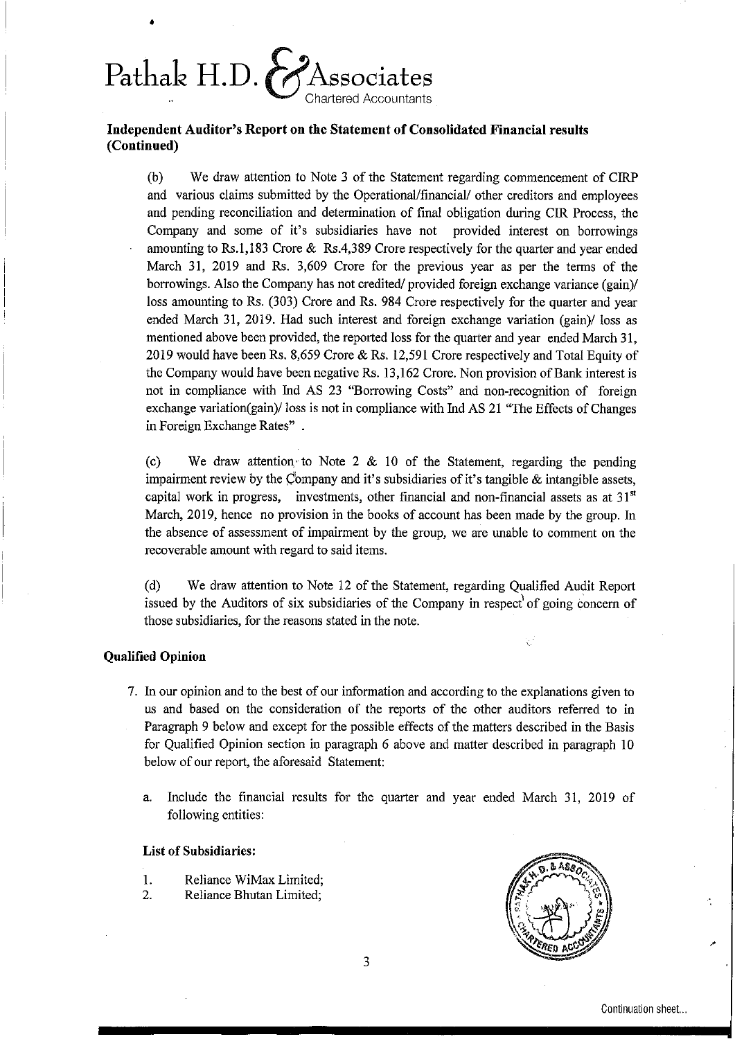Pathak H.D. & Associates
Chartered Accountants

**Independent Auditor's Report on the Statement of Consolidated Financial results (Continued)**

(b) We draw attention to Note 3 of the Statement regarding commencement of CIRP and various claims submitted by the Operational/financial/ other creditors and employees and pending reconciliation and determination of final obligation during CIR Process, the Company and some of it's subsidiaries have not provided interest on borrowings amounting to Rs.1,183 Crore & Rs.4,389 Crore respectively for the quarter and year ended March 31, 2019 and Rs. 3,609 Crore for the previous year as per the terms of the borrowings. Also the Company has not credited/ provided foreign exchange variance (gain)/ loss amounting to Rs. (303) Crore and Rs. 984 Crore respectively for the quarter and year ended March 31, 2019. Had such interest and foreign exchange variation (gain)/ loss as mentioned above been provided, the reported loss for the quarter and year ended March 31, 2019 would have been Rs. 8,659 Crore & Rs. 12,591 Crore respectively and Total Equity of the Company would have been negative Rs. 13,162 Crore. Non provision of Bank interest is not in compliance with Ind AS 23 "Borrowing Costs" and non-recognition of foreign exchange variation(gain)/ loss is not in compliance with Ind AS 21 "The Effects of Changes in Foreign Exchange Rates" .

(c) We draw attention to Note 2 & 10 of the Statement, regarding the pending impairment review by the Company and it's subsidiaries of it's tangible & intangible assets, capital work in progress, investments, other financial and non-financial assets as at 31st March, 2019, hence no provision in the books of account has been made by the group. In the absence of assessment of impairment by the group, we are unable to comment on the recoverable amount with regard to said items.

(d) We draw attention to Note 12 of the Statement, regarding Qualified Audit Report issued by the Auditors of six subsidiaries of the Company in respect of going concern of those subsidiaries, for the reasons stated in the note.

**Qualified Opinion**

7. In our opinion and to the best of our information and according to the explanations given to us and based on the consideration of the reports of the other auditors referred to in Paragraph 9 below and except for the possible effects of the matters described in the Basis for Qualified Opinion section in paragraph 6 above and matter described in paragraph 10 below of our report, the aforesaid Statement:

   a. Include the financial results for the quarter and year ended March 31, 2019 of following entities:

**List of Subsidiaries:**

1. Reliance WiMax Limited;
2. Reliance Bhutan Limited;

Continuation sheet...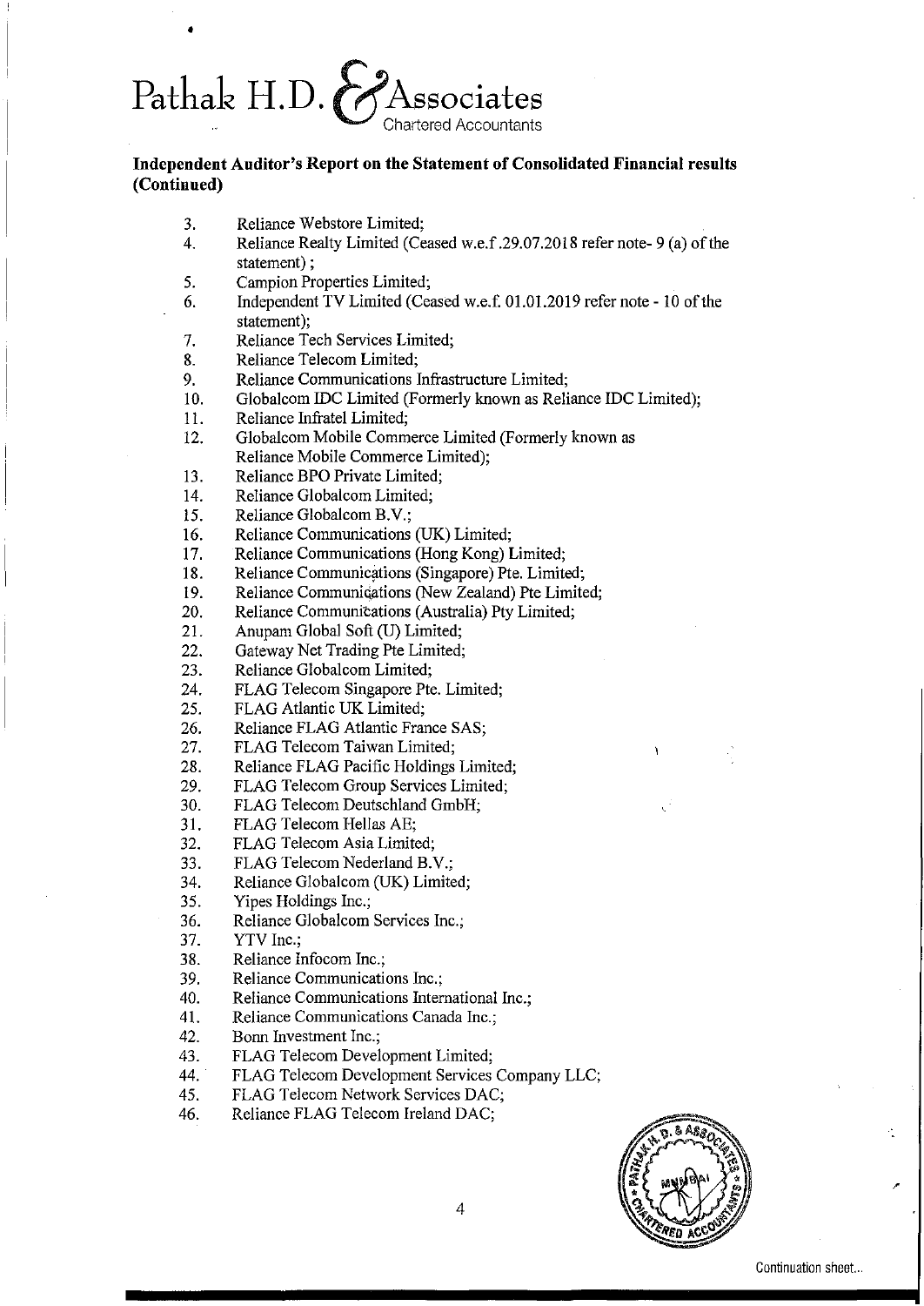# Pathak H.D. & Associates

Chartered Accountants

**Independent Auditor's Report on the Statement of Consolidated Financial results (Continued)**

3. Reliance Webstore Limited;
4. Reliance Realty Limited (Ceased w.e.f .29.07.2018 refer note- 9 (a) of the statement) ;
5. Campion Properties Limited;
6. Independent TV Limited (Ceased w.e.f. 01.01.2019 refer note - 10 of the statement);
7. Reliance Tech Services Limited;
8. Reliance Telecom Limited;
9. Reliance Communications Infrastructure Limited;
10. Globalcom IDC Limited (Formerly known as Reliance IDC Limited);
11. Reliance Infratel Limited;
12. Globalcom Mobile Commerce Limited (Formerly known as Reliance Mobile Commerce Limited);
13. Reliance BPO Private Limited;
14. Reliance Globalcom Limited;
15. Reliance Globalcom B.V.;
16. Reliance Communications (UK) Limited;
17. Reliance Communications (Hong Kong) Limited;
18. Reliance Communications (Singapore) Pte. Limited;
19. Reliance Communications (New Zealand) Pte Limited;
20. Reliance Communications (Australia) Pty Limited;
21. Anupam Global Soft (U) Limited;
22. Gateway Net Trading Pte Limited;
23. Reliance Globalcom Limited;
24. FLAG Telecom Singapore Pte. Limited;
25. FLAG Atlantic UK Limited;
26. Reliance FLAG Atlantic France SAS;
27. FLAG Telecom Taiwan Limited;
28. Reliance FLAG Pacific Holdings Limited;
29. FLAG Telecom Group Services Limited;
30. FLAG Telecom Deutschland GmbH;
31. FLAG Telecom Hellas AE;
32. FLAG Telecom Asia Limited;
33. FLAG Telecom Nederland B.V.;
34. Reliance Globalcom (UK) Limited;
35. Yipes Holdings Inc.;
36. Reliance Globalcom Services Inc.;
37. YTV Inc.;
38. Reliance Infocom Inc.;
39. Reliance Communications Inc.;
40. Reliance Communications International Inc.;
41. Reliance Communications Canada Inc.;
42. Bonn Investment Inc.;
43. FLAG Telecom Development Limited;
44. FLAG Telecom Development Services Company LLC;
45. FLAG Telecom Network Services DAC;
46. Reliance FLAG Telecom Ireland DAC;

Continuation sheet...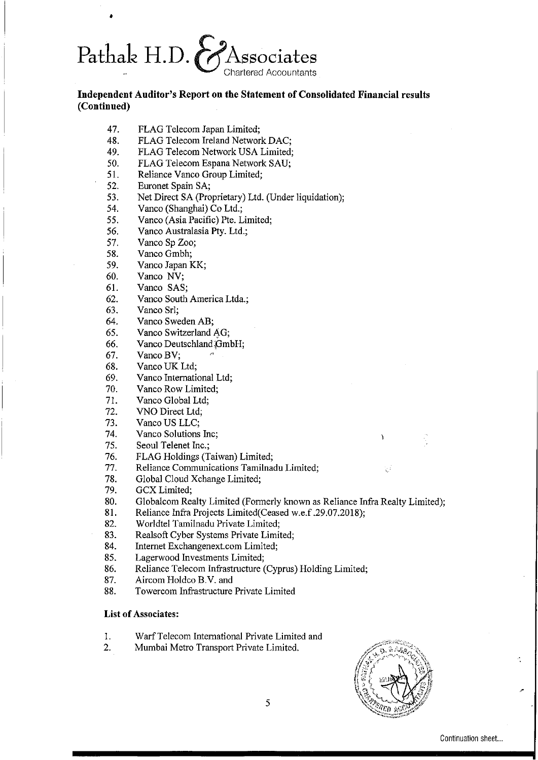Pathak H.D. & Associates
Chartered Accountants

**Independent Auditor's Report on the Statement of Consolidated Financial results (Continued)**

47. FLAG Telecom Japan Limited;
48. FLAG Telecom Ireland Network DAC;
49. FLAG Telecom Network USA Limited;
50. FLAG Telecom Espana Network SAU;
51. Reliance Vanco Group Limited;
52. Euronet Spain SA;
53. Net Direct SA (Proprietary) Ltd. (Under liquidation);
54. Vanco (Shanghai) Co Ltd.;
55. Vanco (Asia Pacific) Pte. Limited;
56. Vanco Australasia Pty. Ltd.;
57. Vanco Sp Zoo;
58. Vanco Gmbh;
59. Vanco Japan KK;
60. Vanco NV;
61. Vanco SAS;
62. Vanco South America Ltda.;
63. Vanco Srl;
64. Vanco Sweden AB;
65. Vanco Switzerland AG;
66. Vanco Deutschland GmbH;
67. Vanco BV;
68. Vanco UK Ltd;
69. Vanco International Ltd;
70. Vanco Row Limited;
71. Vanco Global Ltd;
72. VNO Direct Ltd;
73. Vanco US LLC;
74. Vanco Solutions Inc;
75. Seoul Telenet Inc.;
76. FLAG Holdings (Taiwan) Limited;
77. Reliance Communications Tamilnadu Limited;
78. Global Cloud Xchange Limited;
79. GCX Limited;
80. Globalcom Realty Limited (Formerly known as Reliance Infra Realty Limited);
81. Reliance Infra Projects Limited(Ceased w.e.f.29.07.2018);
82. Worldtel Tamilnadu Private Limited;
83. Realsoft Cyber Systems Private Limited;
84. Internet Exchangenext.com Limited;
85. Lagerwood Investments Limited;
86. Reliance Telecom Infrastructure (Cyprus) Holding Limited;
87. Aircom Holdco B.V. and
88. Towercom Infrastructure Private Limited

**List of Associates:**

1. Warf Telecom International Private Limited and
2. Mumbai Metro Transport Private Limited.

Continuation sheet...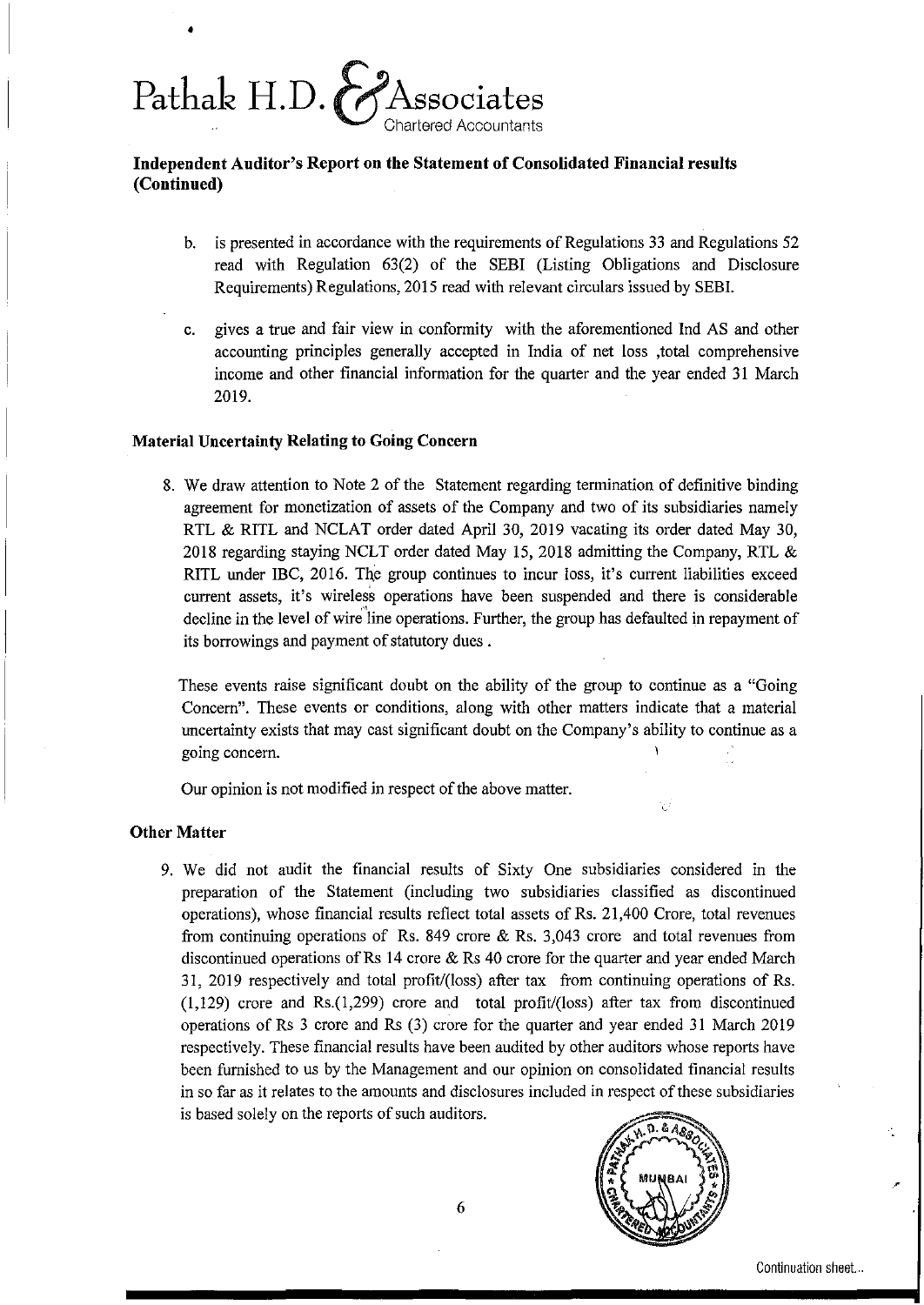Pathak H.D. & Associates
Chartered Accountants

**Independent Auditor's Report on the Statement of Consolidated Financial results (Continued)**

b. is presented in accordance with the requirements of Regulations 33 and Regulations 52 read with Regulation 63(2) of the SEBI (Listing Obligations and Disclosure Requirements) Regulations, 2015 read with relevant circulars issued by SEBI.

c. gives a true and fair view in conformity with the aforementioned Ind AS and other accounting principles generally accepted in India of net loss ,total comprehensive income and other financial information for the quarter and the year ended 31 March 2019.

**Material Uncertainty Relating to Going Concern**

8. We draw attention to Note 2 of the Statement regarding termination of definitive binding agreement for monetization of assets of the Company and two of its subsidiaries namely RTL & RITL and NCLAT order dated April 30, 2019 vacating its order dated May 30, 2018 regarding staying NCLT order dated May 15, 2018 admitting the Company, RTL & RITL under IBC, 2016. The group continues to incur loss, it's current liabilities exceed current assets, it's wireless operations have been suspended and there is considerable decline in the level of wire line operations. Further, the group has defaulted in repayment of its borrowings and payment of statutory dues .

   These events raise significant doubt on the ability of the group to continue as a "Going Concern". These events or conditions, along with other matters indicate that a material uncertainty exists that may cast significant doubt on the Company's ability to continue as a going concern.

   Our opinion is not modified in respect of the above matter.

**Other Matter**

9. We did not audit the financial results of Sixty One subsidiaries considered in the preparation of the Statement (including two subsidiaries classified as discontinued operations), whose financial results reflect total assets of Rs. 21,400 Crore, total revenues from continuing operations of Rs. 849 crore & Rs. 3,043 crore and total revenues from discontinued operations of Rs 14 crore & Rs 40 crore for the quarter and year ended March 31, 2019 respectively and total profit/(loss) after tax from continuing operations of Rs. (1,129) crore and Rs.(1,299) crore and total profit/(loss) after tax from discontinued operations of Rs 3 crore and Rs (3) crore for the quarter and year ended 31 March 2019 respectively. These financial results have been audited by other auditors whose reports have been furnished to us by the Management and our opinion on consolidated financial results in so far as it relates to the amounts and disclosures included in respect of these subsidiaries is based solely on the reports of such auditors.

Continuation sheet...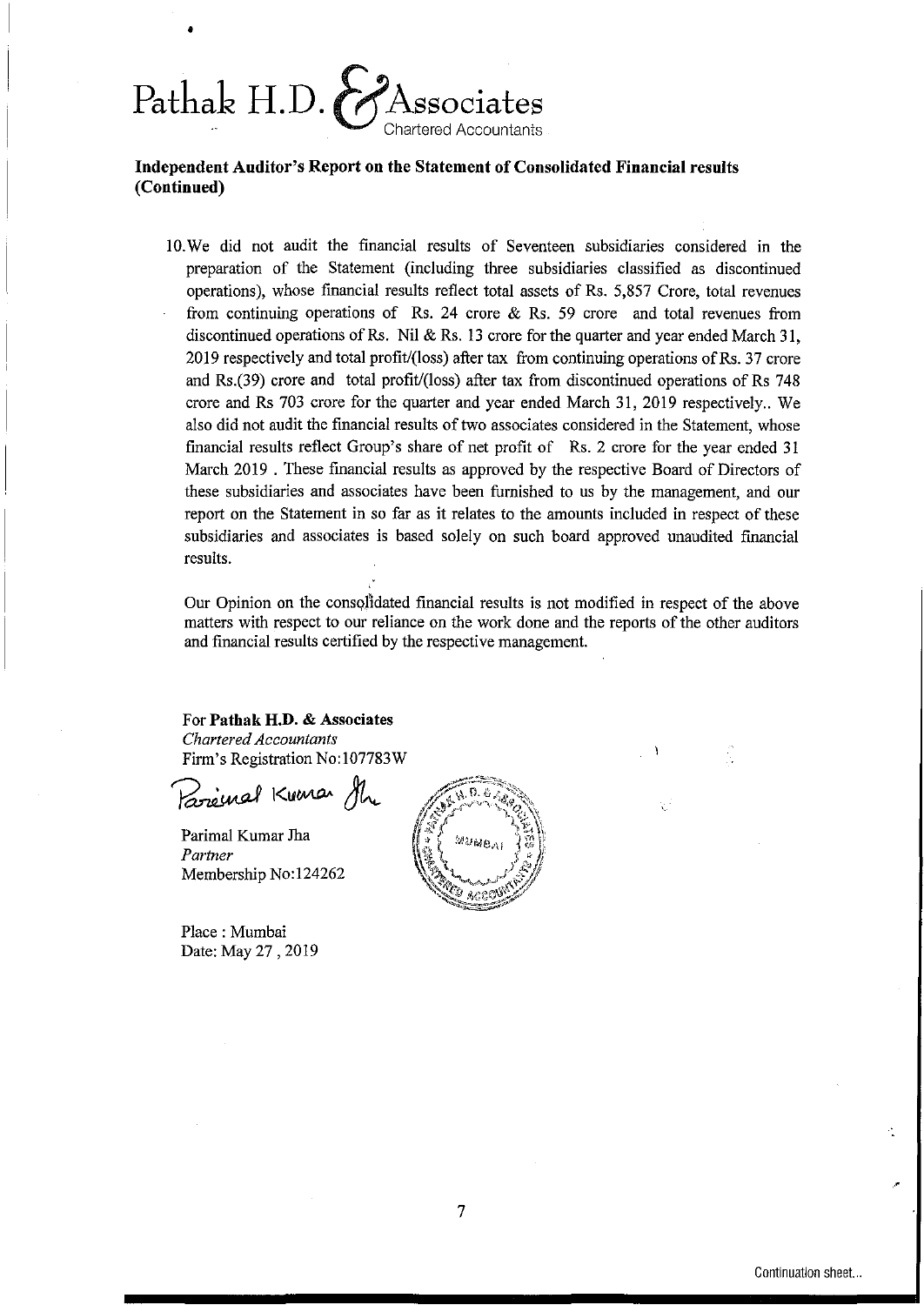# Pathak H.D. & Associates
Chartered Accountants

**Independent Auditor's Report on the Statement of Consolidated Financial results (Continued)**

10. We did not audit the financial results of Seventeen subsidiaries considered in the preparation of the Statement (including three subsidiaries classified as discontinued operations), whose financial results reflect total assets of Rs. 5,857 Crore, total revenues from continuing operations of Rs. 24 crore & Rs. 59 crore and total revenues from discontinued operations of Rs. Nil & Rs. 13 crore for the quarter and year ended March 31, 2019 respectively and total profit/(loss) after tax from continuing operations of Rs. 37 crore and Rs.(39) crore and total profit/(loss) after tax from discontinued operations of Rs 748 crore and Rs 703 crore for the quarter and year ended March 31, 2019 respectively.. We also did not audit the financial results of two associates considered in the Statement, whose financial results reflect Group's share of net profit of Rs. 2 crore for the year ended 31 March 2019 . These financial results as approved by the respective Board of Directors of these subsidiaries and associates have been furnished to us by the management, and our report on the Statement in so far as it relates to the amounts included in respect of these subsidiaries and associates is based solely on such board approved unaudited financial results.

Our Opinion on the consolidated financial results is not modified in respect of the above matters with respect to our reliance on the work done and the reports of the other auditors and financial results certified by the respective management.

For **Pathak H.D. & Associates**
*Chartered Accountants*
Firm's Registration No:107783W

Parimal Kumar Jha
*Partner*
Membership No:124262

Place : Mumbai
Date: May 27 , 2019

Continuation sheet...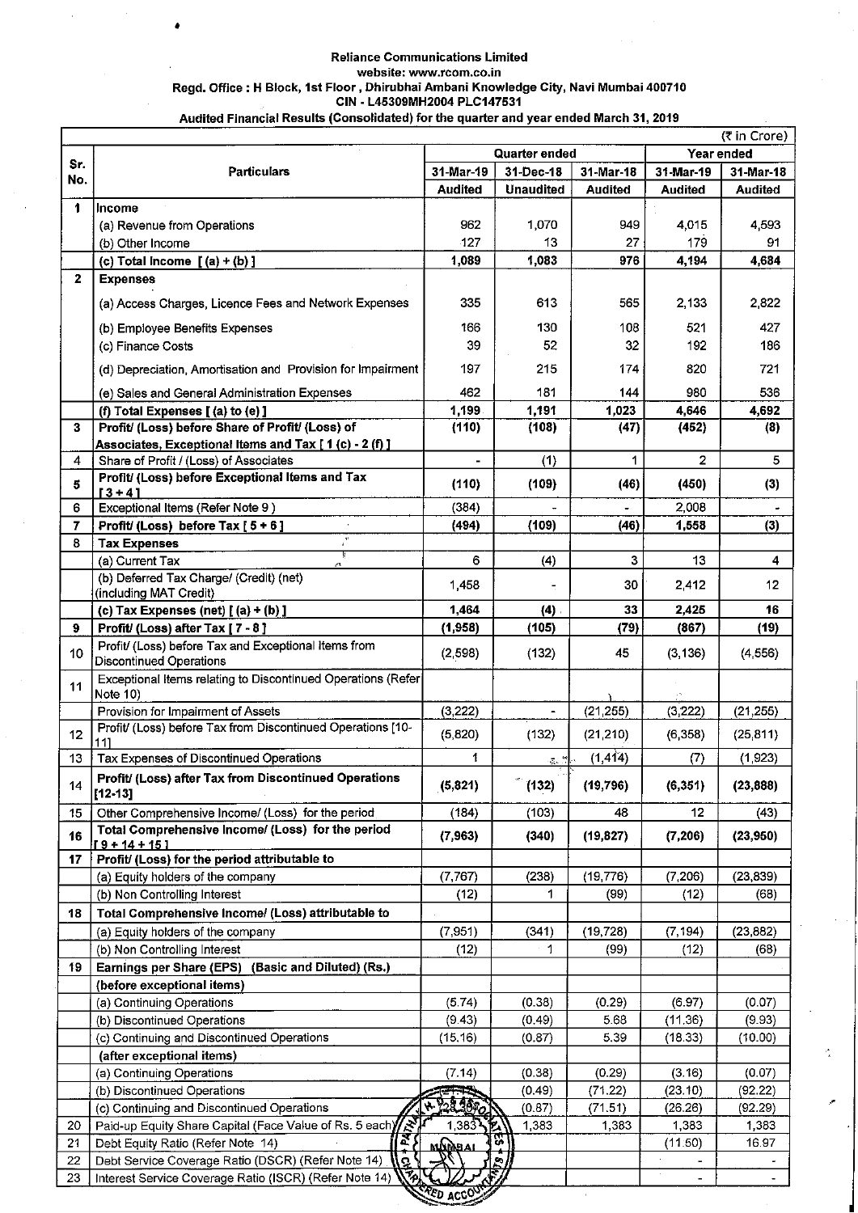**Reliance Communications Limited**
**website: www.rcom.co.in**
**Regd. Office : H Block, 1st Floor , Dhirubhai Ambani Knowledge City, Navi Mumbai 400710**
**CIN - L45309MH2004 PLC147531**
**Audited Financial Results (Consolidated) for the quarter and year ended March 31, 2019**

(₹ in Crore)

| Sr. No. | Particulars | Quarter ended | | | Year ended | |
|---|---|---|---|---|---|---|
| | | 31-Mar-19 | 31-Dec-18 | 31-Mar-18 | 31-Mar-19 | 31-Mar-18 |
| | | Audited | Unaudited | Audited | Audited | Audited |
| 1 | Income | | | | | |
| | (a) Revenue from Operations | 962 | 1,070 | 949 | 4,015 | 4,593 |
| | (b) Other Income | 127 | 13 | 27 | 179 | 91 |
| | (c) Total Income [ (a) + (b) ] | 1,089 | 1,083 | 976 | 4,194 | 4,684 |
| 2 | Expenses | | | | | |
| | (a) Access Charges, Licence Fees and Network Expenses | 335 | 613 | 565 | 2,133 | 2,822 |
| | (b) Employee Benefits Expenses | 166 | 130 | 108 | 521 | 427 |
| | (c) Finance Costs | 39 | 52 | 32 | 192 | 186 |
| | (d) Depreciation, Amortisation and Provision for Impairment | 197 | 215 | 174 | 820 | 721 |
| | (e) Sales and General Administration Expenses | 462 | 181 | 144 | 980 | 536 |
| | (f) Total Expenses [ (a) to (e) ] | 1,199 | 1,191 | 1,023 | 4,646 | 4,692 |
| 3 | Profit/ (Loss) before Share of Profit/ (Loss) of Associates, Exceptional Items and Tax [ 1 (c) - 2 (f) ] | (110) | (108) | (47) | (452) | (8) |
| 4 | Share of Profit / (Loss) of Associates | - | (1) | 1 | 2 | 5 |
| 5 | Profit/ (Loss) before Exceptional Items and Tax [ 3 + 4 ] | (110) | (109) | (46) | (450) | (3) |
| 6 | Exceptional Items (Refer Note 9 ) | (384) | - | - | 2,008 | - |
| 7 | Profit/ (Loss) before Tax [ 5 + 6 ] | (494) | (109) | (46) | 1,558 | (3) |
| 8 | Tax Expenses | | | | | |
| | (a) Current Tax | 6 | (4) | 3 | 13 | 4 |
| | (b) Deferred Tax Charge/ (Credit) (net) (including MAT Credit) | 1,458 | - | 30 | 2,412 | 12 |
| | (c) Tax Expenses (net) [ (a) + (b) ] | 1,464 | (4) | 33 | 2,425 | 16 |
| 9 | Profit/ (Loss) after Tax [ 7 - 8 ] | (1,958) | (105) | (79) | (867) | (19) |
| 10 | Profit/ (Loss) before Tax and Exceptional Items from Discontinued Operations | (2,598) | (132) | 45 | (3,136) | (4,556) |
| 11 | Exceptional Items relating to Discontinued Operations (Refer Note 10) | | | | | |
| | Provision for Impairment of Assets | (3,222) | - | (21,255) | (3,222) | (21,255) |
| 12 | Profit/ (Loss) before Tax from Discontinued Operations [10-11] | (5,820) | (132) | (21,210) | (6,358) | (25,811) |
| 13 | Tax Expenses of Discontinued Operations | 1 | - | (1,414) | (7) | (1,923) |
| 14 | Profit/ (Loss) after Tax from Discontinued Operations [12-13] | (5,821) | (132) | (19,796) | (6,351) | (23,888) |
| 15 | Other Comprehensive Income/ (Loss) for the period | (184) | (103) | 48 | 12 | (43) |
| 16 | Total Comprehensive Income/ (Loss) for the period [ 9 + 14 + 15 ] | (7,963) | (340) | (19,827) | (7,206) | (23,950) |
| 17 | Profit/ (Loss) for the period attributable to | | | | | |
| | (a) Equity holders of the company | (7,767) | (238) | (19,776) | (7,206) | (23,839) |
| | (b) Non Controlling Interest | (12) | 1 | (99) | (12) | (68) |
| 18 | Total Comprehensive Income/ (Loss) attributable to | | | | | |
| | (a) Equity holders of the company | (7,951) | (341) | (19,728) | (7,194) | (23,882) |
| | (b) Non Controlling Interest | (12) | 1 | (99) | (12) | (68) |
| 19 | Earnings per Share (EPS) (Basic and Diluted) (Rs.) | | | | | |
| | (before exceptional items) | | | | | |
| | (a) Continuing Operations | (5.74) | (0.38) | (0.29) | (6.97) | (0.07) |
| | (b) Discontinued Operations | (9.43) | (0.49) | 5.68 | (11.36) | (9.93) |
| | (c) Continuing and Discontinued Operations | (15.16) | (0.87) | 5.39 | (18.33) | (10.00) |
| | (after exceptional items) | | | | | |
| | (a) Continuing Operations | (7.14) | (0.38) | (0.29) | (3.16) | (0.07) |
| | (b) Discontinued Operations | | (0.49) | (71.22) | (23.10) | (92.22) |
| | (c) Continuing and Discontinued Operations | | (0.87) | (71.51) | (26.26) | (92.29) |
| 20 | Paid-up Equity Share Capital (Face Value of Rs. 5 each) | 1,383 | 1,383 | 1,383 | 1,383 | 1,383 |
| 21 | Debt Equity Ratio (Refer Note 14) | | | | (11.50) | 16.97 |
| 22 | Debt Service Coverage Ratio (DSCR) (Refer Note 14) | | | | - | - |
| 23 | Interest Service Coverage Ratio (ISCR) (Refer Note 14) | | | | - | - |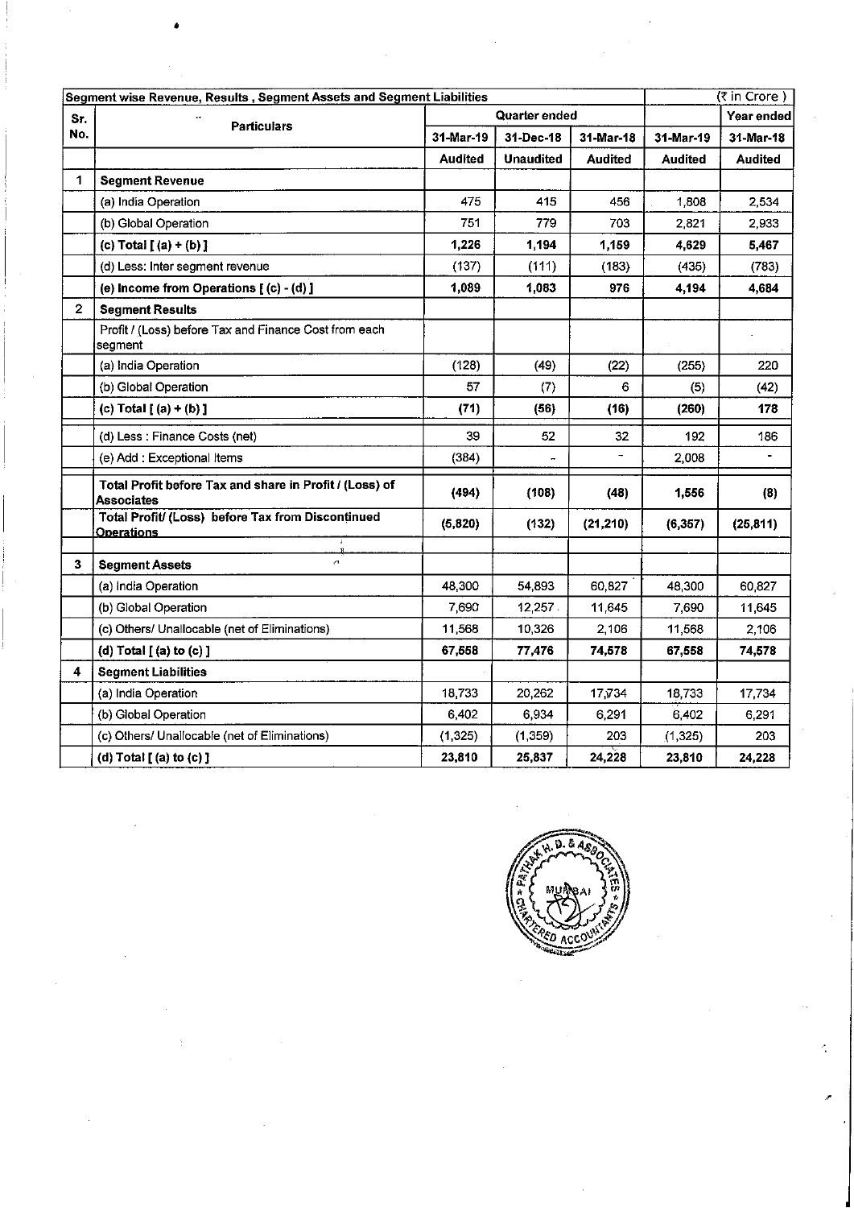| Sr. No. | Segment wise Revenue, Results , Segment Assets and Segment Liabilities | | | | | (₹ in Crore ) |
|---|---|---|---|---|---|---|
| | Particulars | Quarter ended | | | | Year ended |
| | | 31-Mar-19 | 31-Dec-18 | 31-Mar-18 | 31-Mar-19 | 31-Mar-18 |
| | | Audited | Unaudited | Audited | Audited | Audited |
| 1 | **Segment Revenue** | | | | | |
| | (a) India Operation | 475 | 415 | 456 | 1,808 | 2,534 |
| | (b) Global Operation | 751 | 779 | 703 | 2,821 | 2,933 |
| | **(c) Total [ (a) + (b) ]** | **1,226** | **1,194** | **1,159** | **4,629** | **5,467** |
| | (d) Less: Inter segment revenue | (137) | (111) | (183) | (435) | (783) |
| | **(e) Income from Operations [ (c) - (d) ]** | **1,089** | **1,083** | **976** | **4,194** | **4,684** |
| 2 | **Segment Results** | | | | | |
| | Profit / (Loss) before Tax and Finance Cost from each segment | | | | | |
| | (a) India Operation | (128) | (49) | (22) | (255) | 220 |
| | (b) Global Operation | 57 | (7) | 6 | (5) | (42) |
| | **(c) Total [ (a) + (b) ]** | **(71)** | **(56)** | **(16)** | **(260)** | **178** |
| | (d) Less : Finance Costs (net) | 39 | 52 | 32 | 192 | 186 |
| | (e) Add : Exceptional Items | (384) | - | - | 2,008 | - |
| | **Total Profit before Tax and share in Profit / (Loss) of Associates** | **(494)** | **(108)** | **(48)** | **1,556** | **(8)** |
| | **Total Profit/ (Loss) before Tax from Discontinued Operations** | **(5,820)** | **(132)** | **(21,210)** | **(6,357)** | **(25,811)** |
| 3 | **Segment Assets** | | | | | |
| | (a) India Operation | 48,300 | 54,893 | 60,827 | 48,300 | 60,827 |
| | (b) Global Operation | 7,690 | 12,257 | 11,645 | 7,690 | 11,645 |
| | (c) Others/ Unallocable (net of Eliminations) | 11,568 | 10,326 | 2,106 | 11,568 | 2,106 |
| | **(d) Total [ (a) to (c) ]** | **67,558** | **77,476** | **74,578** | **67,558** | **74,578** |
| 4 | **Segment Liabilities** | | | | | |
| | (a) India Operation | 18,733 | 20,262 | 17,734 | 18,733 | 17,734 |
| | (b) Global Operation | 6,402 | 6,934 | 6,291 | 6,402 | 6,291 |
| | (c) Others/ Unallocable (net of Eliminations) | (1,325) | (1,359) | 203 | (1,325) | 203 |
| | **(d) Total [ (a) to (c) ]** | **23,810** | **25,837** | **24,228** | **23,810** | **24,228** |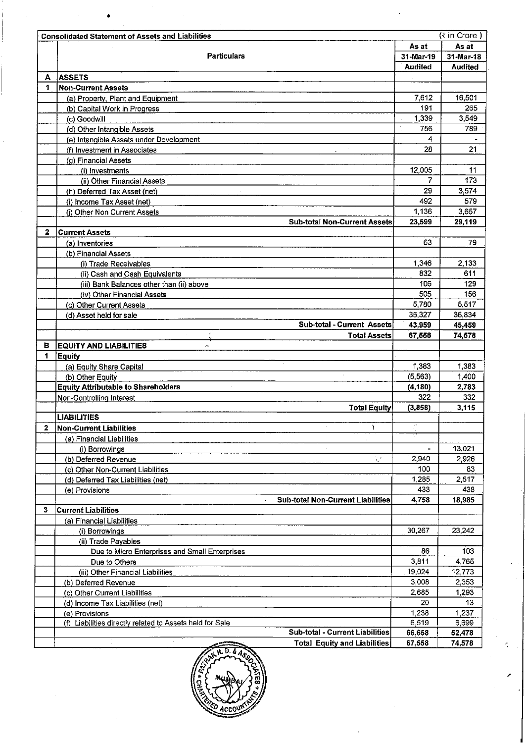| | Consolidated Statement of Assets and Liabilities | | (₹ in Crore ) |
|---|---|---|---|
| | **Particulars** | **As at 31-Mar-19 Audited** | **As at 31-Mar-18 Audited** |
| **A** | **ASSETS** | | |
| **1** | **Non-Current Assets** | | |
| | (a) Property, Plant and Equipment | 7,612 | 16,501 |
| | (b) Capital Work in Progress | 191 | 265 |
| | (c) Goodwill | 1,339 | 3,549 |
| | (d) Other Intangible Assets | 756 | 789 |
| | (e) Intangible Assets under Development | 4 | - |
| | (f) Investment in Associates | 28 | 21 |
| | (g) Financial Assets | | |
| | (i) Investments | 12,005 | 11 |
| | (ii) Other Financial Assets | 7 | 173 |
| | (h) Deferred Tax Asset (net) | 29 | 3,574 |
| | (i) Income Tax Asset (net) | 492 | 579 |
| | (j) Other Non Current Assets | 1,136 | 3,657 |
| | **Sub-total Non-Current Assets** | **23,599** | **29,119** |
| **2** | **Current Assets** | | |
| | (a) Inventories | 63 | 79 |
| | (b) Financial Assets | | |
| | (i) Trade Receivables | 1,346 | 2,133 |
| | (ii) Cash and Cash Equivalents | 832 | 611 |
| | (iii) Bank Balances other than (ii) above | 106 | 129 |
| | (iv) Other Financial Assets | 505 | 156 |
| | (c) Other Current Assets | 5,780 | 5,517 |
| | (d) Asset held for sale | 35,327 | 36,834 |
| | **Sub-total - Current Assets** | **43,959** | **45,459** |
| | **Total Assets** | **67,558** | **74,578** |
| **B** | **EQUITY AND LIABILITIES** | | |
| **1** | **Equity** | | |
| | (a) Equity Share Capital | 1,383 | 1,383 |
| | (b) Other Equity | (5,563) | 1,400 |
| | **Equity Attributable to Shareholders** | **(4,180)** | **2,783** |
| | Non-Controlling Interest | 322 | 332 |
| | **Total Equity** | **(3,858)** | **3,115** |
| | **LIABILITIES** | | |
| **2** | **Non-Current Liabilities** | | |
| | (a) Financial Liabilities | | |
| | (i) Borrowings | - | 13,021 |
| | (b) Deferred Revenue | 2,940 | 2,926 |
| | (c) Other Non-Current Liabilities | 100 | 83 |
| | (d) Deferred Tax Liabilities (net) | 1,285 | 2,517 |
| | (e) Provisions | 433 | 438 |
| | **Sub-total Non-Current Liabilities** | **4,758** | **18,985** |
| **3** | **Current Liabilities** | | |
| | (a) Financial Liabilities | | |
| | (i) Borrowings | 30,267 | 23,242 |
| | (ii) Trade Payables | | |
| | Due to Micro Enterprises and Small Enterprises | 86 | 103 |
| | Due to Others | 3,811 | 4,765 |
| | (iii) Other Financial Liabilities | 19,024 | 12,773 |
| | (b) Deferred Revenue | 3,008 | 2,353 |
| | (c) Other Current Liabilities | 2,685 | 1,293 |
| | (d) Income Tax Liabilities (net) | 20 | 13 |
| | (e) Provisions | 1,238 | 1,237 |
| | (f) Liabilities directly related to Assets held for Sale | 6,519 | 6,699 |
| | **Sub-total - Current Liabilities** | **66,658** | **52,478** |
| | **Total Equity and Liabilities** | **67,558** | **74,578** |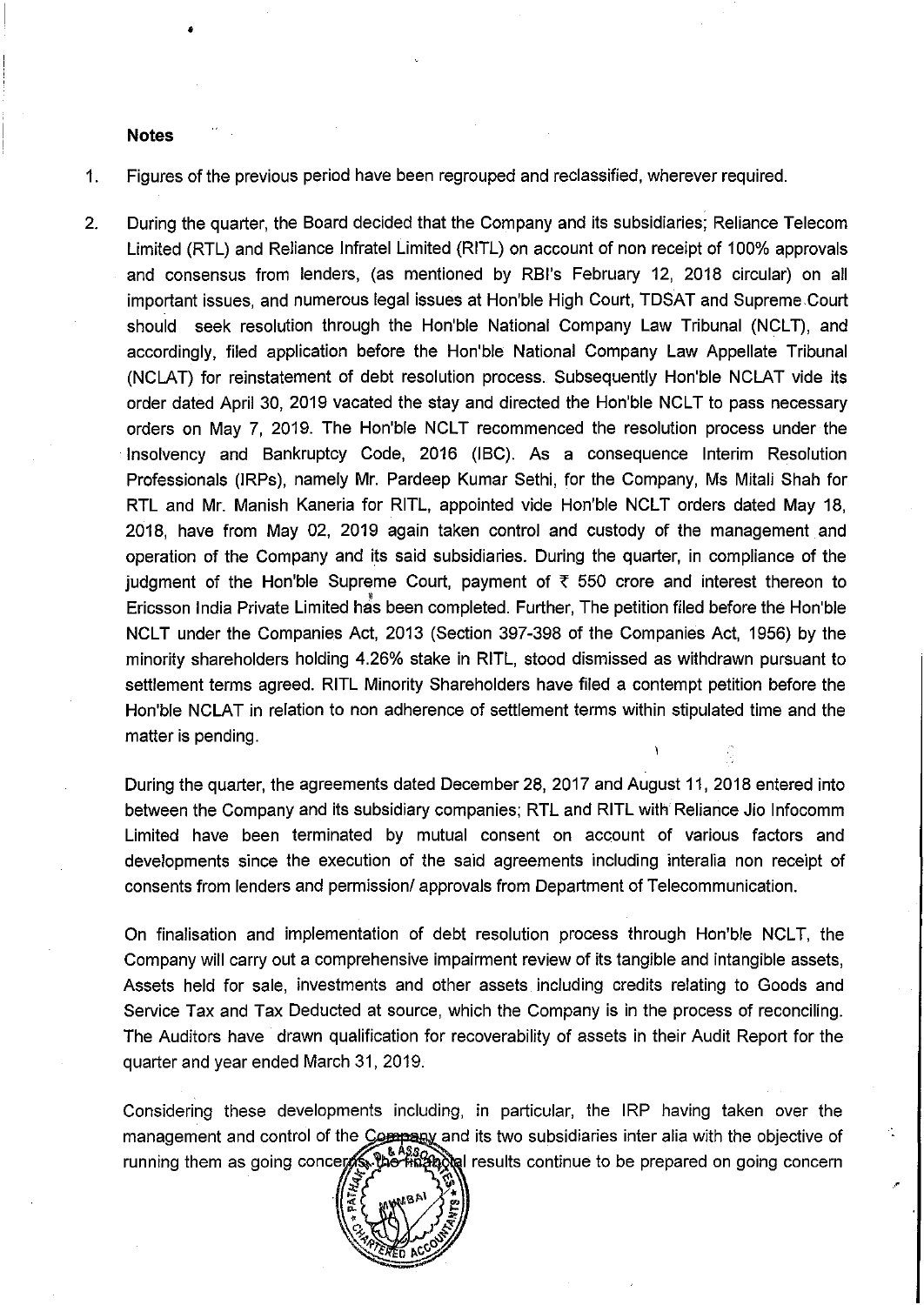**Notes**

1. Figures of the previous period have been regrouped and reclassified, wherever required.

2. During the quarter, the Board decided that the Company and its subsidiaries; Reliance Telecom Limited (RTL) and Reliance Infratel Limited (RITL) on account of non receipt of 100% approvals and consensus from lenders, (as mentioned by RBI's February 12, 2018 circular) on all important issues, and numerous legal issues at Hon'ble High Court, TDSAT and Supreme Court should seek resolution through the Hon'ble National Company Law Tribunal (NCLT), and accordingly, filed application before the Hon'ble National Company Law Appellate Tribunal (NCLAT) for reinstatement of debt resolution process. Subsequently Hon'ble NCLAT vide its order dated April 30, 2019 vacated the stay and directed the Hon'ble NCLT to pass necessary orders on May 7, 2019. The Hon'ble NCLT recommenced the resolution process under the Insolvency and Bankruptcy Code, 2016 (IBC). As a consequence Interim Resolution Professionals (IRPs), namely Mr. Pardeep Kumar Sethi, for the Company, Ms Mitali Shah for RTL and Mr. Manish Kaneria for RITL, appointed vide Hon'ble NCLT orders dated May 18, 2018, have from May 02, 2019 again taken control and custody of the management and operation of the Company and its said subsidiaries. During the quarter, in compliance of the judgment of the Hon'ble Supreme Court, payment of ₹ 550 crore and interest thereon to Ericsson India Private Limited has been completed. Further, The petition filed before the Hon'ble NCLT under the Companies Act, 2013 (Section 397-398 of the Companies Act, 1956) by the minority shareholders holding 4.26% stake in RITL, stood dismissed as withdrawn pursuant to settlement terms agreed. RITL Minority Shareholders have filed a contempt petition before the Hon'ble NCLAT in relation to non adherence of settlement terms within stipulated time and the matter is pending.

   During the quarter, the agreements dated December 28, 2017 and August 11, 2018 entered into between the Company and its subsidiary companies; RTL and RITL with Reliance Jio Infocomm Limited have been terminated by mutual consent on account of various factors and developments since the execution of the said agreements including interalia non receipt of consents from lenders and permission/ approvals from Department of Telecommunication.

   On finalisation and implementation of debt resolution process through Hon'ble NCLT, the Company will carry out a comprehensive impairment review of its tangible and intangible assets, Assets held for sale, investments and other assets including credits relating to Goods and Service Tax and Tax Deducted at source, which the Company is in the process of reconciling. The Auditors have drawn qualification for recoverability of assets in their Audit Report for the quarter and year ended March 31, 2019.

   Considering these developments including, in particular, the IRP having taken over the management and control of the Company and its two subsidiaries inter alia with the objective of running them as going concerns, the financial results continue to be prepared on going concern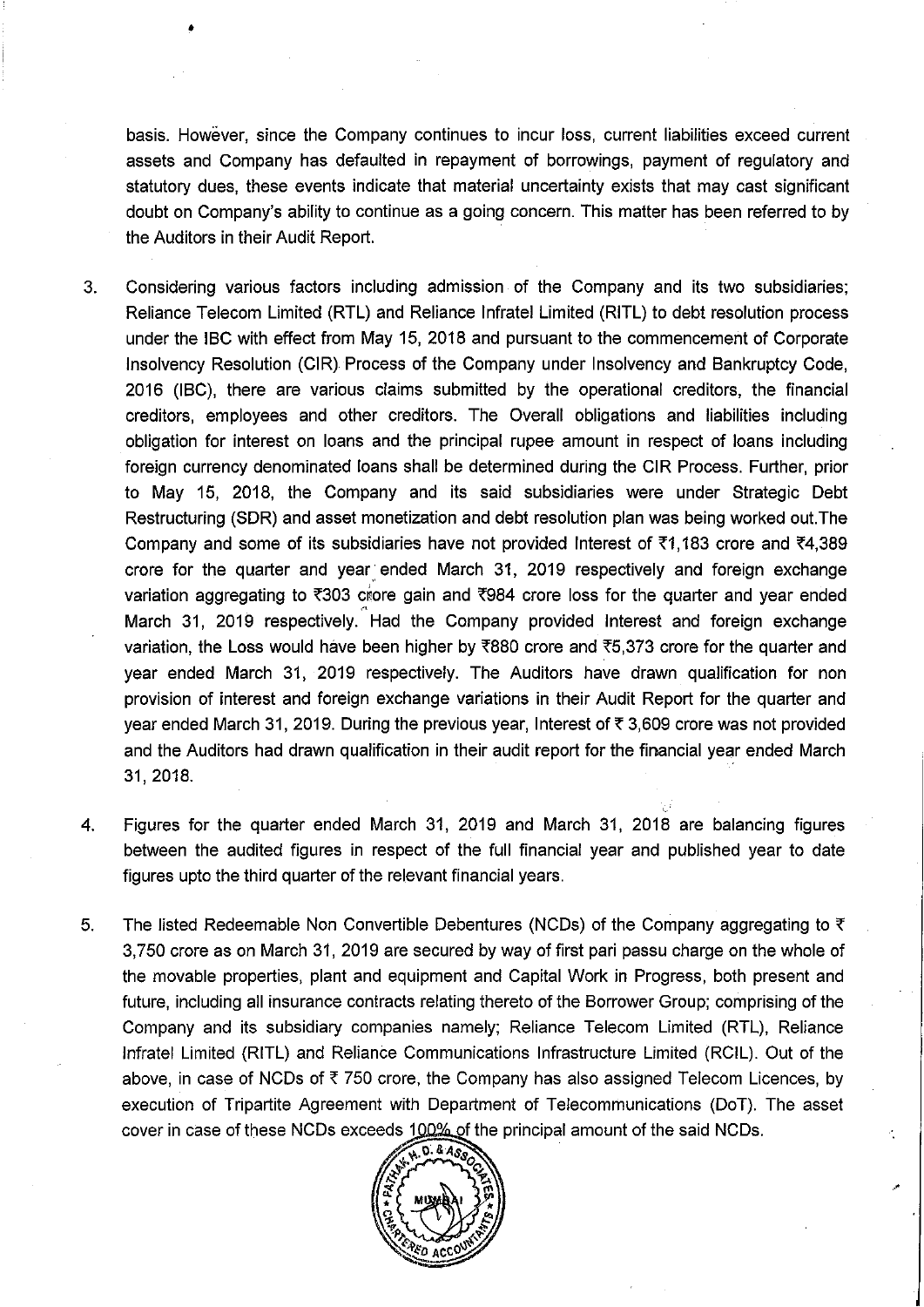basis. However, since the Company continues to incur loss, current liabilities exceed current assets and Company has defaulted in repayment of borrowings, payment of regulatory and statutory dues, these events indicate that material uncertainty exists that may cast significant doubt on Company's ability to continue as a going concern. This matter has been referred to by the Auditors in their Audit Report.

3. Considering various factors including admission of the Company and its two subsidiaries; Reliance Telecom Limited (RTL) and Reliance Infratel Limited (RITL) to debt resolution process under the IBC with effect from May 15, 2018 and pursuant to the commencement of Corporate Insolvency Resolution (CIR) Process of the Company under Insolvency and Bankruptcy Code, 2016 (IBC), there are various claims submitted by the operational creditors, the financial creditors, employees and other creditors. The Overall obligations and liabilities including obligation for interest on loans and the principal rupee amount in respect of loans including foreign currency denominated loans shall be determined during the CIR Process. Further, prior to May 15, 2018, the Company and its said subsidiaries were under Strategic Debt Restructuring (SDR) and asset monetization and debt resolution plan was being worked out.The Company and some of its subsidiaries have not provided Interest of ₹1,183 crore and ₹4,389 crore for the quarter and year ended March 31, 2019 respectively and foreign exchange variation aggregating to ₹303 crore gain and ₹984 crore loss for the quarter and year ended March 31, 2019 respectively. Had the Company provided Interest and foreign exchange variation, the Loss would have been higher by ₹880 crore and ₹5,373 crore for the quarter and year ended March 31, 2019 respectively. The Auditors have drawn qualification for non provision of interest and foreign exchange variations in their Audit Report for the quarter and year ended March 31, 2019. During the previous year, Interest of ₹ 3,609 crore was not provided and the Auditors had drawn qualification in their audit report for the financial year ended March 31, 2018.

4. Figures for the quarter ended March 31, 2019 and March 31, 2018 are balancing figures between the audited figures in respect of the full financial year and published year to date figures upto the third quarter of the relevant financial years.

5. The listed Redeemable Non Convertible Debentures (NCDs) of the Company aggregating to ₹ 3,750 crore as on March 31, 2019 are secured by way of first pari passu charge on the whole of the movable properties, plant and equipment and Capital Work in Progress, both present and future, including all insurance contracts relating thereto of the Borrower Group; comprising of the Company and its subsidiary companies namely; Reliance Telecom Limited (RTL), Reliance Infratel Limited (RITL) and Reliance Communications Infrastructure Limited (RCIL). Out of the above, in case of NCDs of ₹ 750 crore, the Company has also assigned Telecom Licences, by execution of Tripartite Agreement with Department of Telecommunications (DoT). The asset cover in case of these NCDs exceeds 100% of the principal amount of the said NCDs.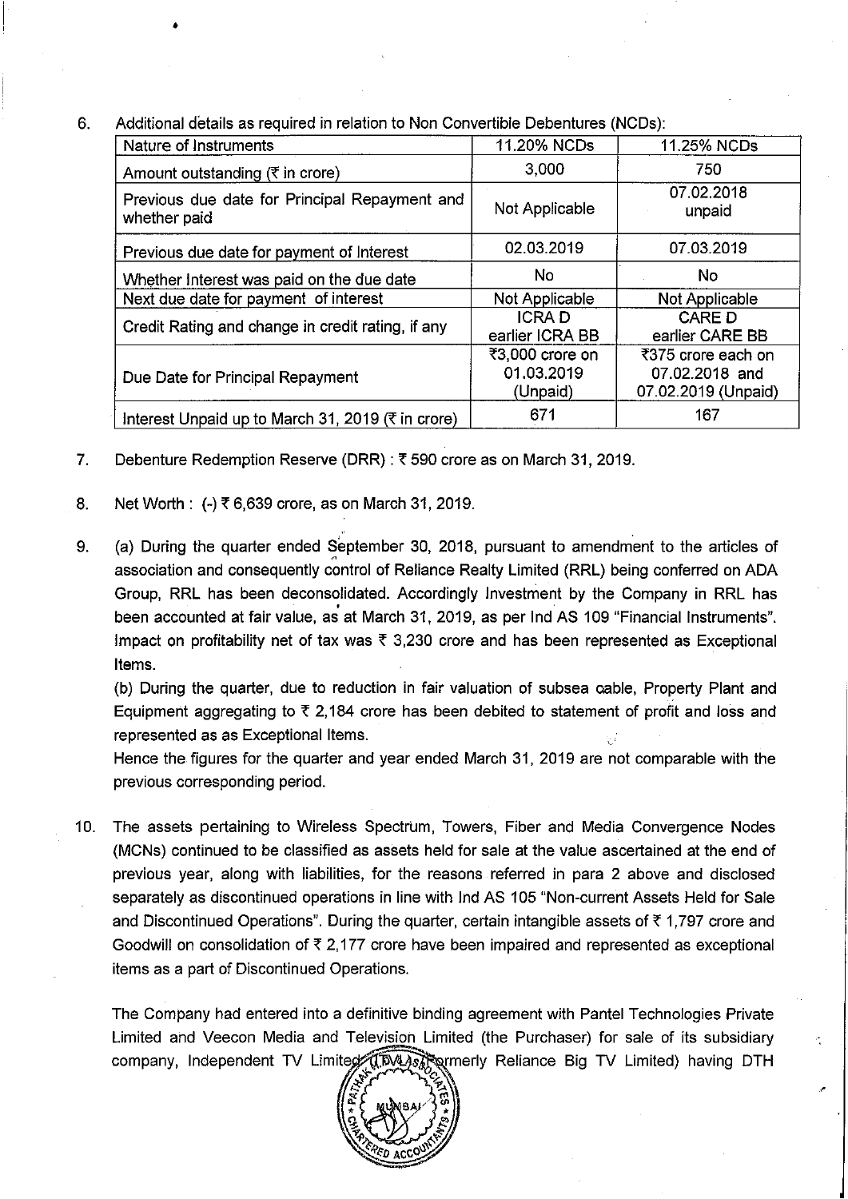6. Additional details as required in relation to Non Convertible Debentures (NCDs):

| Nature of Instruments | 11.20% NCDs | 11.25% NCDs |
|---|---|---|
| Amount outstanding (₹ in crore) | 3,000 | 750 |
| Previous due date for Principal Repayment and whether paid | Not Applicable | 07.02.2018 unpaid |
| Previous due date for payment of Interest | 02.03.2019 | 07.03.2019 |
| Whether Interest was paid on the due date | No | No |
| Next due date for payment of interest | Not Applicable | Not Applicable |
| Credit Rating and change in credit rating, if any | ICRA D earlier ICRA BB | CARE D earlier CARE BB |
| Due Date for Principal Repayment | ₹3,000 crore on 01.03.2019 (Unpaid) | ₹375 crore each on 07.02.2018 and 07.02.2019 (Unpaid) |
| Interest Unpaid up to March 31, 2019 (₹ in crore) | 671 | 167 |

7. Debenture Redemption Reserve (DRR) : ₹ 590 crore as on March 31, 2019.

8. Net Worth : (-) ₹ 6,639 crore, as on March 31, 2019.

9. (a) During the quarter ended September 30, 2018, pursuant to amendment to the articles of association and consequently control of Reliance Realty Limited (RRL) being conferred on ADA Group, RRL has been deconsolidated. Accordingly Investment by the Company in RRL has been accounted at fair value, as at March 31, 2019, as per Ind AS 109 "Financial Instruments". Impact on profitability net of tax was ₹ 3,230 crore and has been represented as Exceptional Items.

   (b) During the quarter, due to reduction in fair valuation of subsea cable, Property Plant and Equipment aggregating to ₹ 2,184 crore has been debited to statement of profit and loss and represented as as Exceptional Items.

   Hence the figures for the quarter and year ended March 31, 2019 are not comparable with the previous corresponding period.

10. The assets pertaining to Wireless Spectrum, Towers, Fiber and Media Convergence Nodes (MCNs) continued to be classified as assets held for sale at the value ascertained at the end of previous year, along with liabilities, for the reasons referred in para 2 above and disclosed separately as discontinued operations in line with Ind AS 105 "Non-current Assets Held for Sale and Discontinued Operations". During the quarter, certain intangible assets of ₹ 1,797 crore and Goodwill on consolidation of ₹ 2,177 crore have been impaired and represented as exceptional items as a part of Discontinued Operations.

    The Company had entered into a definitive binding agreement with Pantel Technologies Private Limited and Veecon Media and Television Limited (the Purchaser) for sale of its subsidiary company, Independent TV Limited (ITVL) (formerly Reliance Big TV Limited) having DTH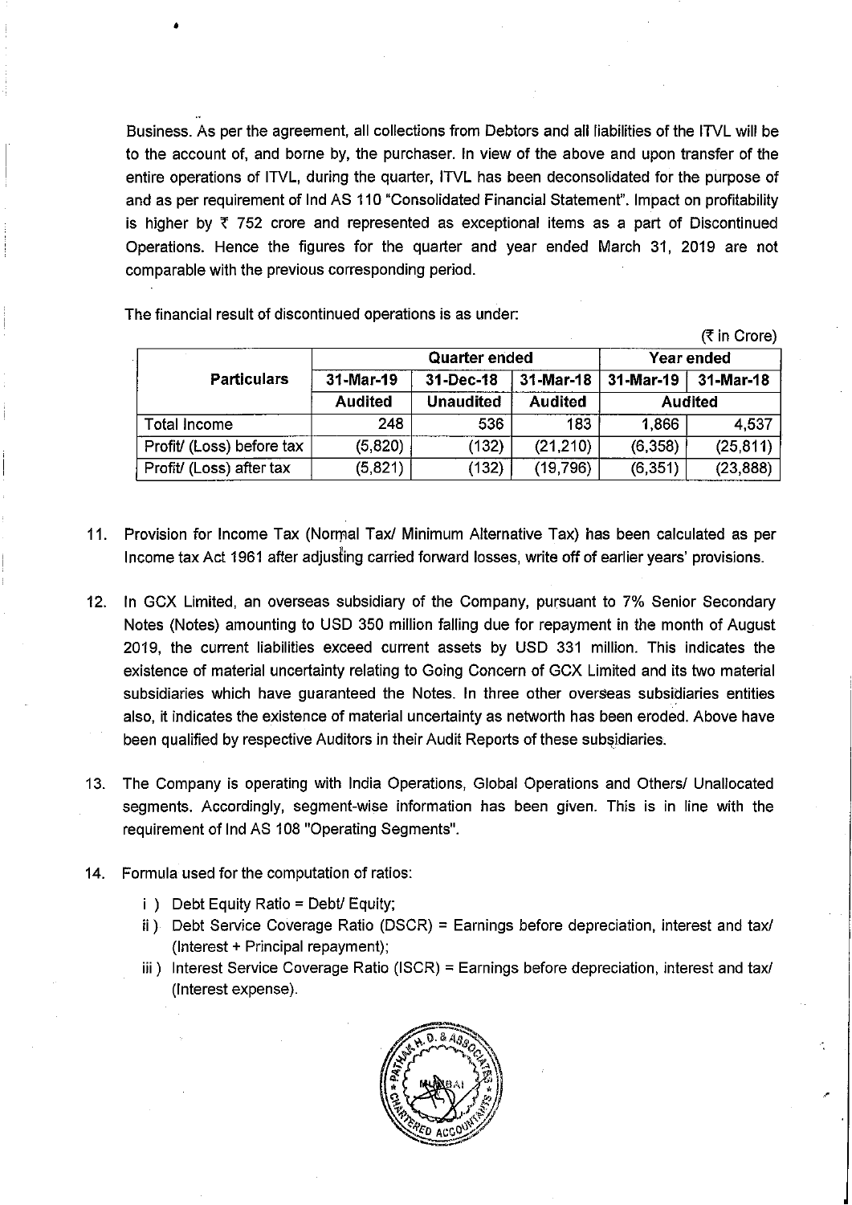Business. As per the agreement, all collections from Debtors and all liabilities of the ITVL will be to the account of, and borne by, the purchaser. In view of the above and upon transfer of the entire operations of ITVL, during the quarter, ITVL has been deconsolidated for the purpose of and as per requirement of Ind AS 110 "Consolidated Financial Statement". Impact on profitability is higher by ₹ 752 crore and represented as exceptional items as a part of Discontinued Operations. Hence the figures for the quarter and year ended March 31, 2019 are not comparable with the previous corresponding period.

The financial result of discontinued operations is as under:

(₹ in Crore)

| Particulars | Quarter ended | | | Year ended | |
|---|---|---|---|---|---|
| | 31-Mar-19 | 31-Dec-18 | 31-Mar-18 | 31-Mar-19 | 31-Mar-18 |
| | Audited | Unaudited | Audited | Audited | |
| Total Income | 248 | 536 | 183 | 1,866 | 4,537 |
| Profit/ (Loss) before tax | (5,820) | (132) | (21,210) | (6,358) | (25,811) |
| Profit/ (Loss) after tax | (5,821) | (132) | (19,796) | (6,351) | (23,888) |

11. Provision for Income Tax (Normal Tax/ Minimum Alternative Tax) has been calculated as per Income tax Act 1961 after adjusting carried forward losses, write off of earlier years' provisions.

12. In GCX Limited, an overseas subsidiary of the Company, pursuant to 7% Senior Secondary Notes (Notes) amounting to USD 350 million falling due for repayment in the month of August 2019, the current liabilities exceed current assets by USD 331 million. This indicates the existence of material uncertainty relating to Going Concern of GCX Limited and its two material subsidiaries which have guaranteed the Notes. In three other overseas subsidiaries entities also, it indicates the existence of material uncertainty as networth has been eroded. Above have been qualified by respective Auditors in their Audit Reports of these subsidiaries.

13. The Company is operating with India Operations, Global Operations and Others/ Unallocated segments. Accordingly, segment-wise information has been given. This is in line with the requirement of Ind AS 108 "Operating Segments".

14. Formula used for the computation of ratios:

    i ) Debt Equity Ratio = Debt/ Equity;

    ii ) Debt Service Coverage Ratio (DSCR) = Earnings before depreciation, interest and tax/ (Interest + Principal repayment);

    iii ) Interest Service Coverage Ratio (ISCR) = Earnings before depreciation, interest and tax/ (Interest expense).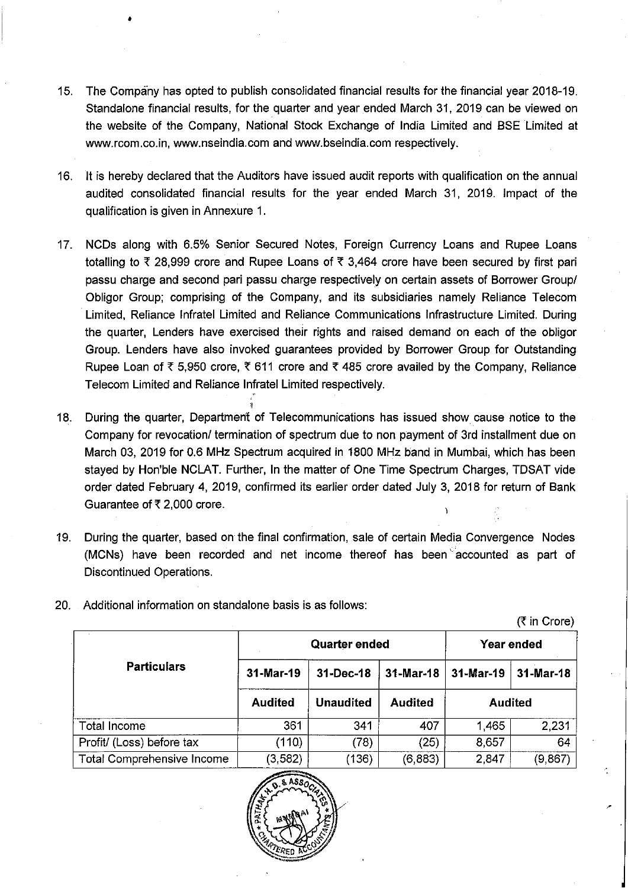15. The Company has opted to publish consolidated financial results for the financial year 2018-19. Standalone financial results, for the quarter and year ended March 31, 2019 can be viewed on the website of the Company, National Stock Exchange of India Limited and BSE Limited at www.rcom.co.in, www.nseindia.com and www.bseindia.com respectively.

16. It is hereby declared that the Auditors have issued audit reports with qualification on the annual audited consolidated financial results for the year ended March 31, 2019. Impact of the qualification is given in Annexure 1.

17. NCDs along with 6.5% Senior Secured Notes, Foreign Currency Loans and Rupee Loans totalling to ₹ 28,999 crore and Rupee Loans of ₹ 3,464 crore have been secured by first pari passu charge and second pari passu charge respectively on certain assets of Borrower Group/ Obligor Group; comprising of the Company, and its subsidiaries namely Reliance Telecom Limited, Reliance Infratel Limited and Reliance Communications Infrastructure Limited. During the quarter, Lenders have exercised their rights and raised demand on each of the obligor Group. Lenders have also invoked guarantees provided by Borrower Group for Outstanding Rupee Loan of ₹ 5,950 crore, ₹ 611 crore and ₹ 485 crore availed by the Company, Reliance Telecom Limited and Reliance Infratel Limited respectively.

18. During the quarter, Department of Telecommunications has issued show cause notice to the Company for revocation/ termination of spectrum due to non payment of 3rd installment due on March 03, 2019 for 0.6 MHz Spectrum acquired in 1800 MHz band in Mumbai, which has been stayed by Hon'ble NCLAT. Further, In the matter of One Time Spectrum Charges, TDSAT vide order dated February 4, 2019, confirmed its earlier order dated July 3, 2018 for return of Bank Guarantee of ₹ 2,000 crore.

19. During the quarter, based on the final confirmation, sale of certain Media Convergence Nodes (MCNs) have been recorded and net income thereof has been accounted as part of Discontinued Operations.

20. Additional information on standalone basis is as follows:

(₹ in Crore)

| Particulars | Quarter ended | | | Year ended | |
|---|---|---|---|---|---|
| | 31-Mar-19 | 31-Dec-18 | 31-Mar-18 | 31-Mar-19 | 31-Mar-18 |
| | Audited | Unaudited | Audited | Audited | |
| Total Income | 361 | 341 | 407 | 1,465 | 2,231 |
| Profit/ (Loss) before tax | (110) | (78) | (25) | 8,657 | 64 |
| Total Comprehensive Income | (3,582) | (136) | (6,883) | 2,847 | (9,867) |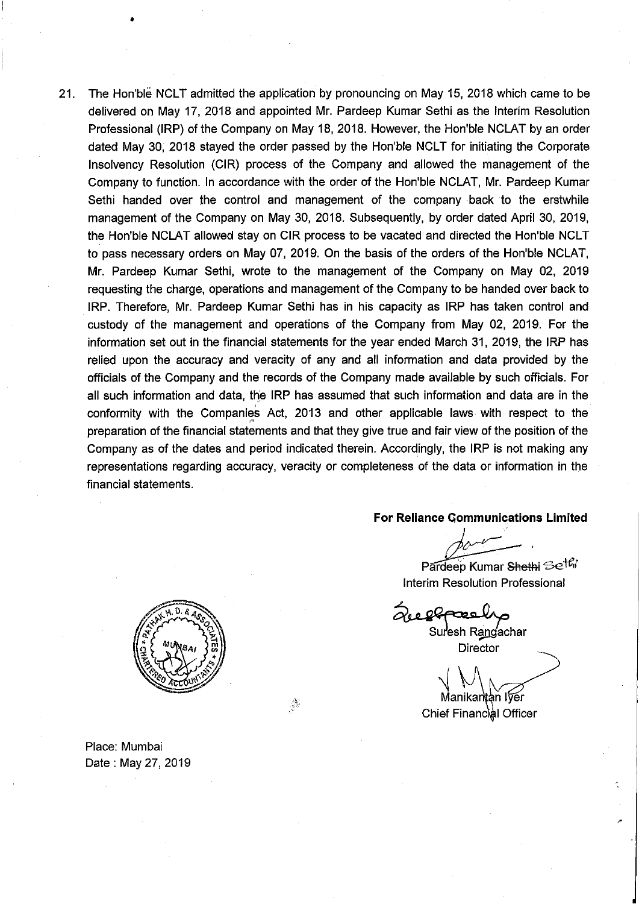21. The Hon'ble NCLT admitted the application by pronouncing on May 15, 2018 which came to be delivered on May 17, 2018 and appointed Mr. Pardeep Kumar Sethi as the Interim Resolution Professional (IRP) of the Company on May 18, 2018. However, the Hon'ble NCLAT by an order dated May 30, 2018 stayed the order passed by the Hon'ble NCLT for initiating the Corporate Insolvency Resolution (CIR) process of the Company and allowed the management of the Company to function. In accordance with the order of the Hon'ble NCLAT, Mr. Pardeep Kumar Sethi handed over the control and management of the company back to the erstwhile management of the Company on May 30, 2018. Subsequently, by order dated April 30, 2019, the Hon'ble NCLAT allowed stay on CIR process to be vacated and directed the Hon'ble NCLT to pass necessary orders on May 07, 2019. On the basis of the orders of the Hon'ble NCLAT, Mr. Pardeep Kumar Sethi, wrote to the management of the Company on May 02, 2019 requesting the charge, operations and management of the Company to be handed over back to IRP. Therefore, Mr. Pardeep Kumar Sethi has in his capacity as IRP has taken control and custody of the management and operations of the Company from May 02, 2019. For the information set out in the financial statements for the year ended March 31, 2019, the IRP has relied upon the accuracy and veracity of any and all information and data provided by the officials of the Company and the records of the Company made available by such officials. For all such information and data, the IRP has assumed that such information and data are in the conformity with the Companies Act, 2013 and other applicable laws with respect to the preparation of the financial statements and that they give true and fair view of the position of the Company as of the dates and period indicated therein. Accordingly, the IRP is not making any representations regarding accuracy, veracity or completeness of the data or information in the financial statements.

**For Reliance Communications Limited**

Pardeep Kumar ~~Shethi~~ Sethi
Interim Resolution Professional

Suresh Rangachar
Director

Manikantan Iyer
Chief Financial Officer

Place: Mumbai
Date : May 27, 2019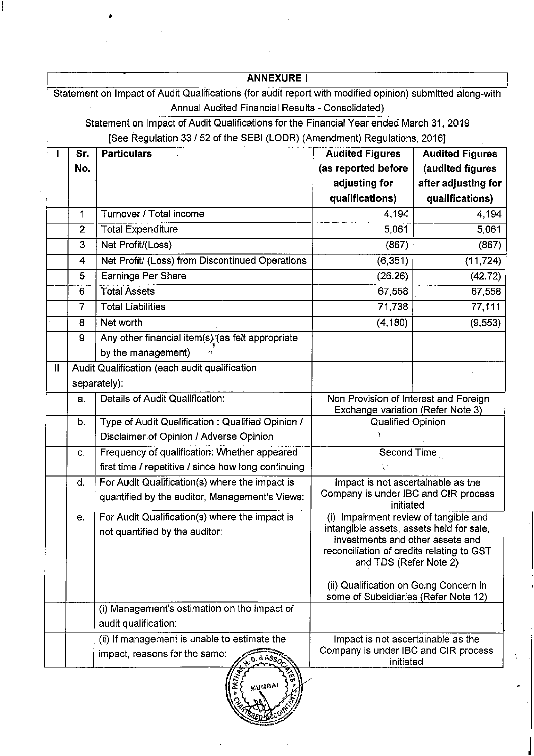| | | **ANNEXURE I** | | |
|---|---|---|---|---|
| | | Statement on Impact of Audit Qualifications (for audit report with modified opinion) submitted along-with Annual Audited Financial Results - Consolidated) | | |
| | | Statement on Impact of Audit Qualifications for the Financial Year ended March 31, 2019 [See Regulation 33 / 52 of the SEBI (LODR) (Amendment) Regulations, 2016] | | |
| **I** | **Sr. No.** | **Particulars** | **Audited Figures (as reported before adjusting for qualifications)** | **Audited Figures (audited figures after adjusting for qualifications)** |
| | 1 | Turnover / Total income | 4,194 | 4,194 |
| | 2 | Total Expenditure | 5,061 | 5,061 |
| | 3 | Net Profit/(Loss) | (867) | (867) |
| | 4 | Net Profit/ (Loss) from Discontinued Operations | (6,351) | (11,724) |
| | 5 | Earnings Per Share | (26.26) | (42.72) |
| | 6 | Total Assets | 67,558 | 67,558 |
| | 7 | Total Liabilities | 71,738 | 77,111 |
| | 8 | Net worth | (4,180) | (9,553) |
| | 9 | Any other financial item(s) (as felt appropriate by the management) | | |
| **II** | Audit Qualification (each audit qualification separately): | | | |
| | a. | Details of Audit Qualification: | Non Provision of Interest and Foreign Exchange variation (Refer Note 3) | |
| | b. | Type of Audit Qualification : Qualified Opinion / Disclaimer of Opinion / Adverse Opinion | Qualified Opinion | |
| | c. | Frequency of qualification: Whether appeared first time / repetitive / since how long continuing | Second Time | |
| | d. | For Audit Qualification(s) where the impact is quantified by the auditor, Management's Views: | Impact is not ascertainable as the Company is under IBC and CIR process initiated | |
| | e. | For Audit Qualification(s) where the impact is not quantified by the auditor: | (i) Impairment review of tangible and intangible assets, assets held for sale, investments and other assets and reconciliation of credits relating to GST and TDS (Refer Note 2)<br><br>(ii) Qualification on Going Concern in some of Subsidiaries (Refer Note 12) | |
| | | (i) Management's estimation on the impact of audit qualification: | | |
| | | (ii) If management is unable to estimate the impact, reasons for the same: | Impact is not ascertainable as the Company is under IBC and CIR process initiated | |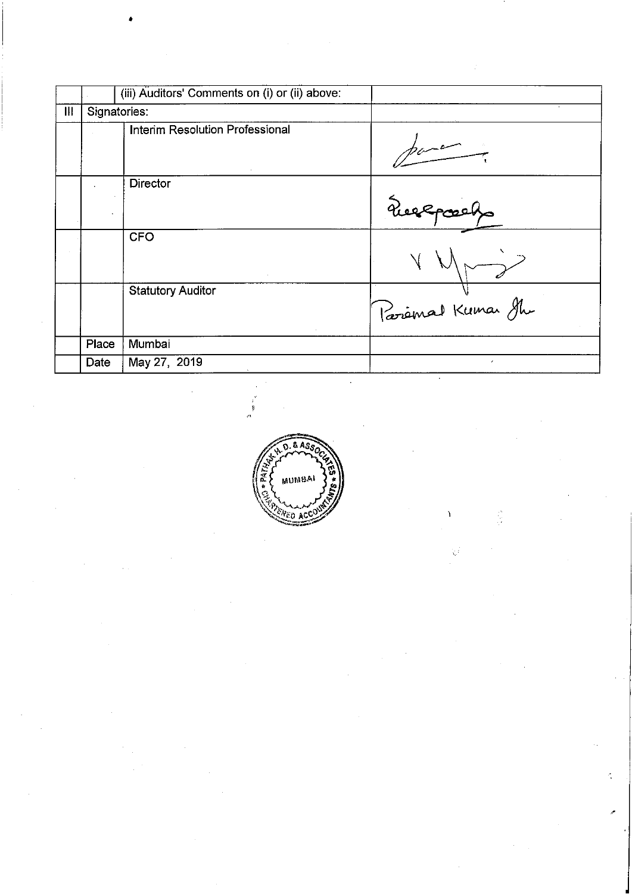| | | | |
|---|---|---|---|
| | | (iii) Auditors' Comments on (i) or (ii) above: | |
| III | Signatories: | | |
| | | Interim Resolution Professional | |
| | | Director | |
| | | CFO | |
| | | Statutory Auditor | Parimal Kumar Jha |
| | Place | Mumbai | |
| | Date | May 27, 2019 | |

PATHAK H. D. & ASSOCIATES * MUMBAI * CHARTERED ACCOUNTANTS